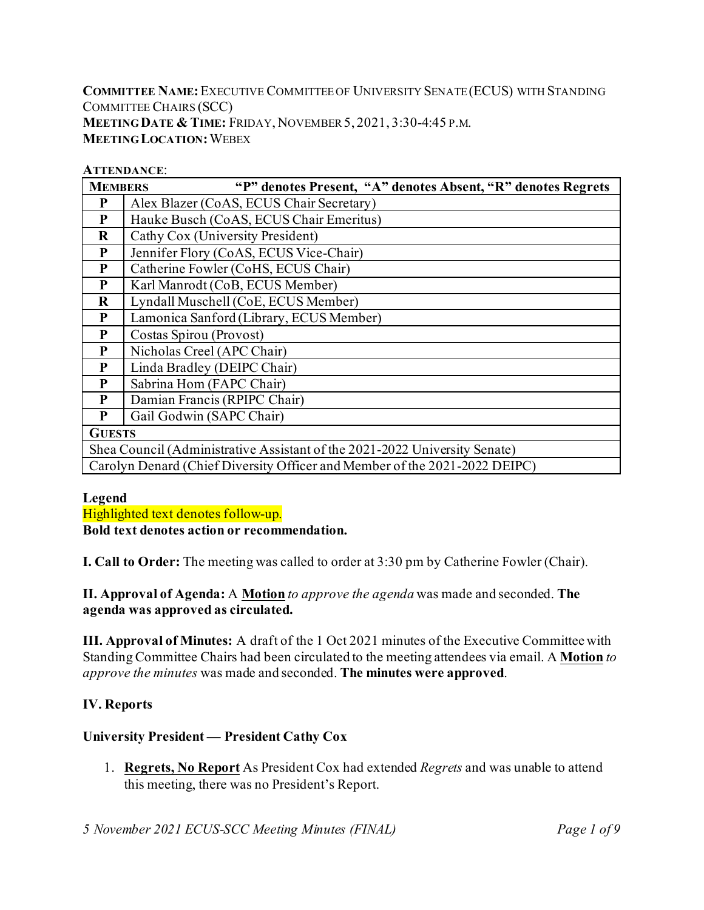**COMMITTEE NAME:** EXECUTIVE COMMITTEE OF UNIVERSITY SENATE (ECUS) WITH STANDING COMMITTEE CHAIRS (SCC)
**MEETING DATE & TIME:** FRIDAY, NOVEMBER 5, 2021, 3:30-4:45 P.M.
**MEETING LOCATION:** WEBEX

**ATTENDANCE**:

| MEMBERS | "P" denotes Present, "A" denotes Absent, "R" denotes Regrets |
|---|---|
| P | Alex Blazer (CoAS, ECUS Chair Secretary) |
| P | Hauke Busch (CoAS, ECUS Chair Emeritus) |
| R | Cathy Cox (University President) |
| P | Jennifer Flory (CoAS, ECUS Vice-Chair) |
| P | Catherine Fowler (CoHS, ECUS Chair) |
| P | Karl Manrodt (CoB, ECUS Member) |
| R | Lyndall Muschell (CoE, ECUS Member) |
| P | Lamonica Sanford (Library, ECUS Member) |
| P | Costas Spirou (Provost) |
| P | Nicholas Creel (APC Chair) |
| P | Linda Bradley (DEIPC Chair) |
| P | Sabrina Hom (FAPC Chair) |
| P | Damian Francis (RPIPC Chair) |
| P | Gail Godwin (SAPC Chair) |
| **GUESTS** | |
| Shea Council (Administrative Assistant of the 2021-2022 University Senate) | |
| Carolyn Denard (Chief Diversity Officer and Member of the 2021-2022 DEIPC) | |

**Legend**
Highlighted text denotes follow-up.
**Bold text denotes action or recommendation.**

**I. Call to Order:** The meeting was called to order at 3:30 pm by Catherine Fowler (Chair).

**II. Approval of Agenda:** A **Motion** *to approve the agenda* was made and seconded. **The agenda was approved as circulated.**

**III. Approval of Minutes:** A draft of the 1 Oct 2021 minutes of the Executive Committee with Standing Committee Chairs had been circulated to the meeting attendees via email. A **Motion** *to approve the minutes* was made and seconded. **The minutes were approved**.

**IV. Reports**

**University President — President Cathy Cox**

1. **Regrets, No Report** As President Cox had extended *Regrets* and was unable to attend this meeting, there was no President's Report.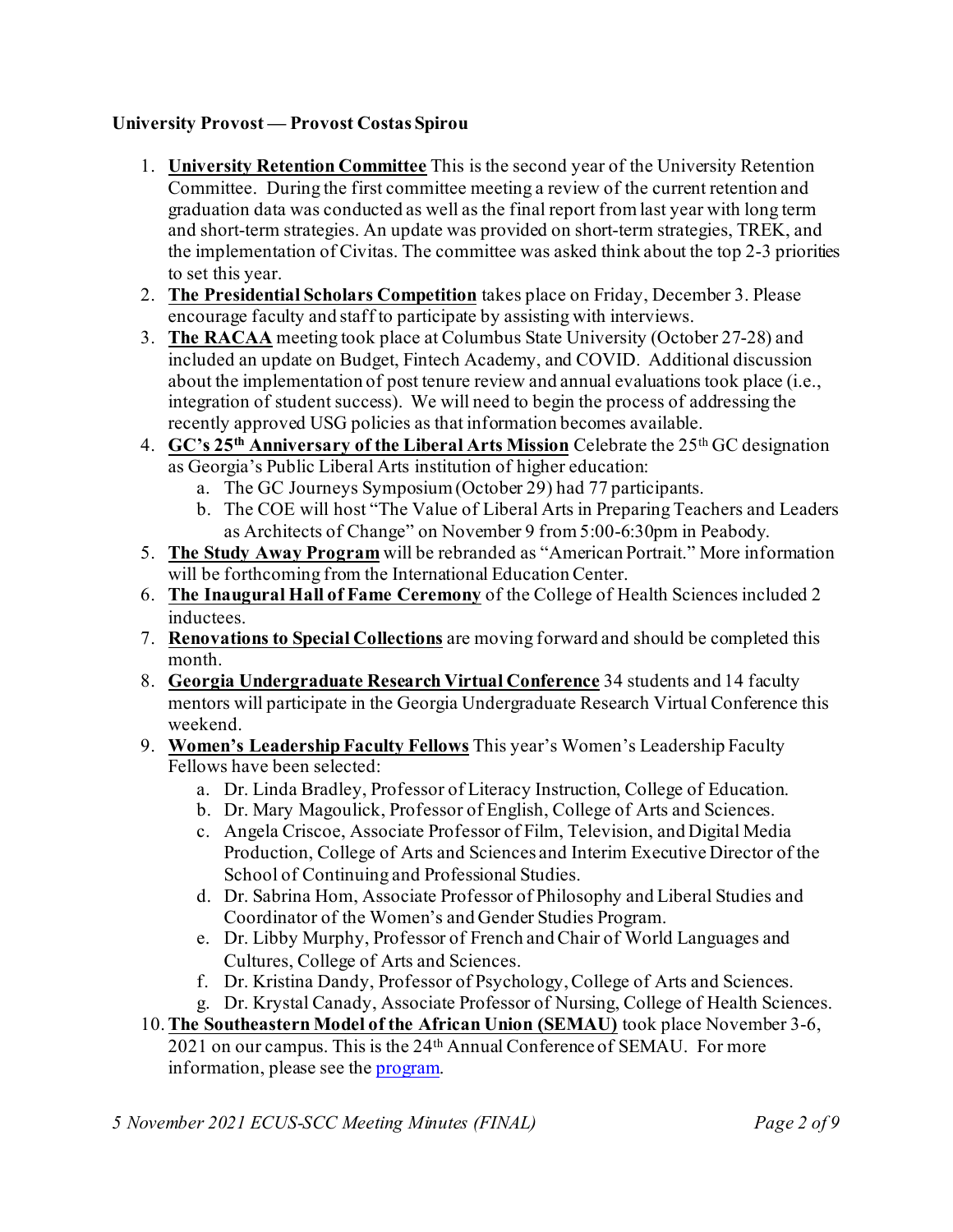**University Provost — Provost Costas Spirou**

1. **<u>University Retention Committee</u>** This is the second year of the University Retention Committee. During the first committee meeting a review of the current retention and graduation data was conducted as well as the final report from last year with long term and short-term strategies. An update was provided on short-term strategies, TREK, and the implementation of Civitas. The committee was asked think about the top 2-3 priorities to set this year.
2. **<u>The Presidential Scholars Competition</u>** takes place on Friday, December 3. Please encourage faculty and staff to participate by assisting with interviews.
3. **<u>The RACAA</u>** meeting took place at Columbus State University (October 27-28) and included an update on Budget, Fintech Academy, and COVID. Additional discussion about the implementation of post tenure review and annual evaluations took place (i.e., integration of student success). We will need to begin the process of addressing the recently approved USG policies as that information becomes available.
4. **<u>GC's 25th Anniversary of the Liberal Arts Mission</u>** Celebrate the 25th GC designation as Georgia's Public Liberal Arts institution of higher education:
   a. The GC Journeys Symposium (October 29) had 77 participants.
   b. The COE will host "The Value of Liberal Arts in Preparing Teachers and Leaders as Architects of Change" on November 9 from 5:00-6:30pm in Peabody.
5. **<u>The Study Away Program</u>** will be rebranded as "American Portrait." More information will be forthcoming from the International Education Center.
6. **<u>The Inaugural Hall of Fame Ceremony</u>** of the College of Health Sciences included 2 inductees.
7. **<u>Renovations to Special Collections</u>** are moving forward and should be completed this month.
8. **<u>Georgia Undergraduate Research Virtual Conference</u>** 34 students and 14 faculty mentors will participate in the Georgia Undergraduate Research Virtual Conference this weekend.
9. **<u>Women's Leadership Faculty Fellows</u>** This year's Women's Leadership Faculty Fellows have been selected:
   a. Dr. Linda Bradley, Professor of Literacy Instruction, College of Education.
   b. Dr. Mary Magoulick, Professor of English, College of Arts and Sciences.
   c. Angela Criscoe, Associate Professor of Film, Television, and Digital Media Production, College of Arts and Sciences and Interim Executive Director of the School of Continuing and Professional Studies.
   d. Dr. Sabrina Hom, Associate Professor of Philosophy and Liberal Studies and Coordinator of the Women's and Gender Studies Program.
   e. Dr. Libby Murphy, Professor of French and Chair of World Languages and Cultures, College of Arts and Sciences.
   f. Dr. Kristina Dandy, Professor of Psychology, College of Arts and Sciences.
   g. Dr. Krystal Canady, Associate Professor of Nursing, College of Health Sciences.
10. **<u>The Southeastern Model of the African Union (SEMAU)</u>** took place November 3-6, 2021 on our campus. This is the 24th Annual Conference of SEMAU. For more information, please see the program.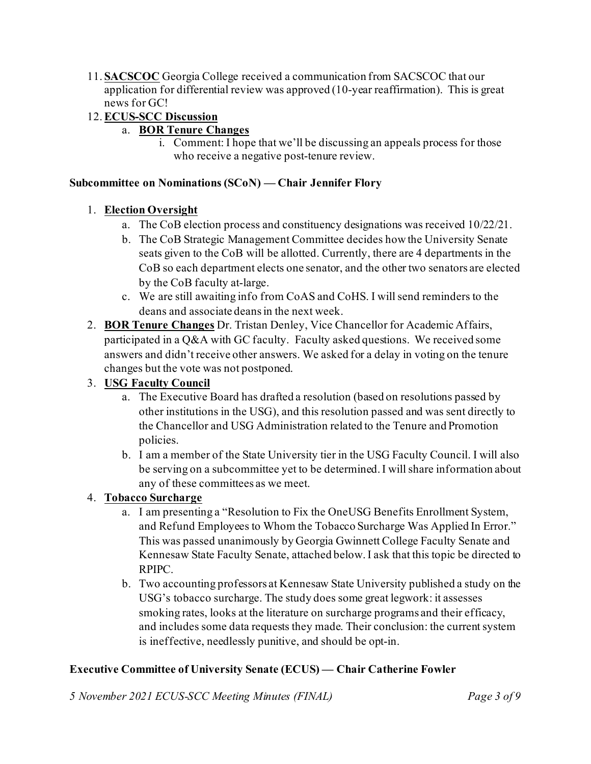11. **SACSCOC** Georgia College received a communication from SACSCOC that our application for differential review was approved (10-year reaffirmation). This is great news for GC!
12. **ECUS-SCC Discussion**
    a. **BOR Tenure Changes**
        i. Comment: I hope that we'll be discussing an appeals process for those who receive a negative post-tenure review.

**Subcommittee on Nominations (SCoN) — Chair Jennifer Flory**

1. **Election Oversight**
    a. The CoB election process and constituency designations was received 10/22/21.
    b. The CoB Strategic Management Committee decides how the University Senate seats given to the CoB will be allotted. Currently, there are 4 departments in the CoB so each department elects one senator, and the other two senators are elected by the CoB faculty at-large.
    c. We are still awaiting info from CoAS and CoHS. I will send reminders to the deans and associate deans in the next week.
2. **BOR Tenure Changes** Dr. Tristan Denley, Vice Chancellor for Academic Affairs, participated in a Q&A with GC faculty. Faculty asked questions. We received some answers and didn't receive other answers. We asked for a delay in voting on the tenure changes but the vote was not postponed.
3. **USG Faculty Council**
    a. The Executive Board has drafted a resolution (based on resolutions passed by other institutions in the USG), and this resolution passed and was sent directly to the Chancellor and USG Administration related to the Tenure and Promotion policies.
    b. I am a member of the State University tier in the USG Faculty Council. I will also be serving on a subcommittee yet to be determined. I will share information about any of these committees as we meet.
4. **Tobacco Surcharge**
    a. I am presenting a "Resolution to Fix the OneUSG Benefits Enrollment System, and Refund Employees to Whom the Tobacco Surcharge Was Applied In Error." This was passed unanimously by Georgia Gwinnett College Faculty Senate and Kennesaw State Faculty Senate, attached below. I ask that this topic be directed to RPIPC.
    b. Two accounting professors at Kennesaw State University published a study on the USG's tobacco surcharge. The study does some great legwork: it assesses smoking rates, looks at the literature on surcharge programs and their efficacy, and includes some data requests they made. Their conclusion: the current system is ineffective, needlessly punitive, and should be opt-in.

**Executive Committee of University Senate (ECUS) — Chair Catherine Fowler**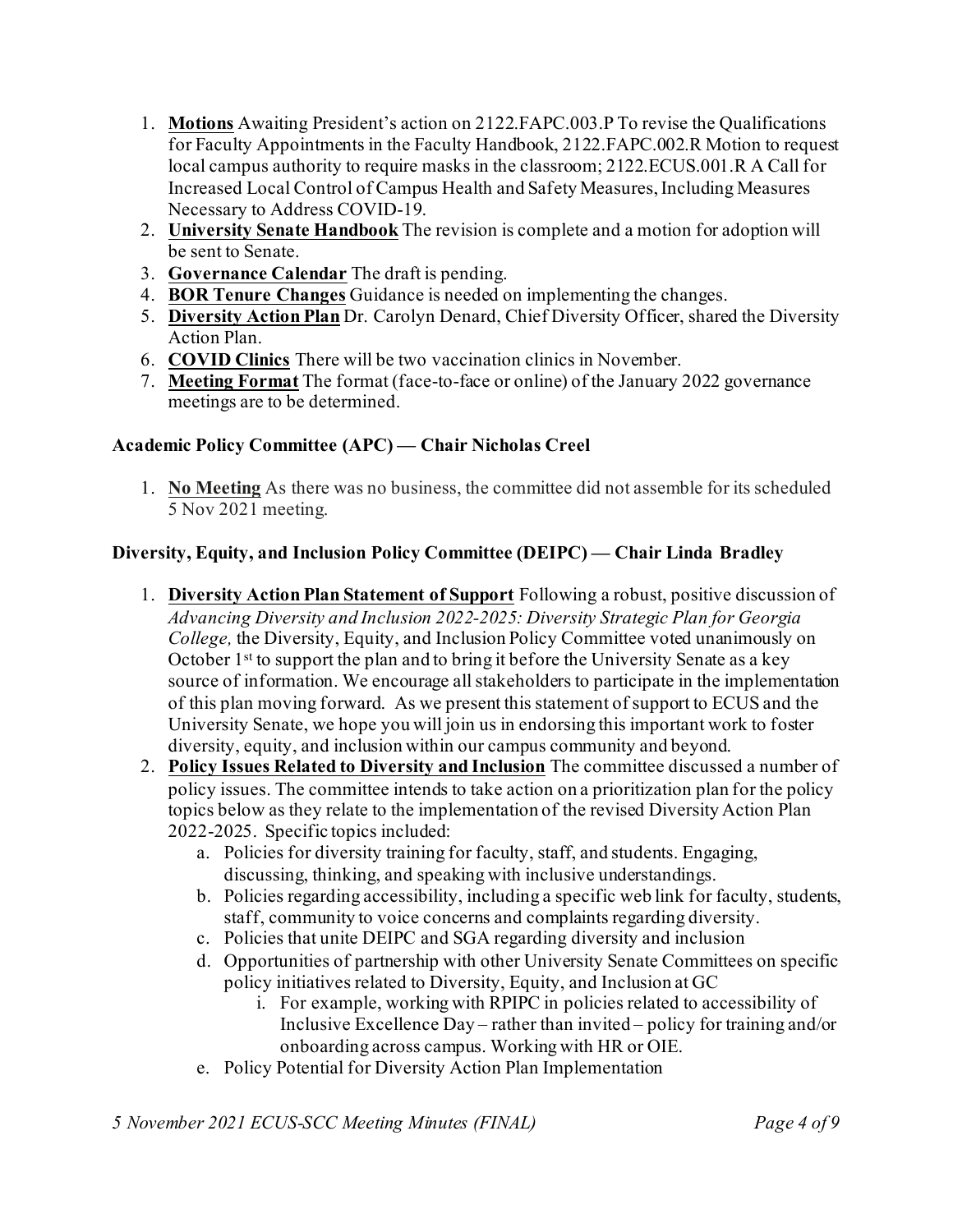1. **Motions** Awaiting President's action on 2122.FAPC.003.P To revise the Qualifications for Faculty Appointments in the Faculty Handbook, 2122.FAPC.002.R Motion to request local campus authority to require masks in the classroom; 2122.ECUS.001.R A Call for Increased Local Control of Campus Health and Safety Measures, Including Measures Necessary to Address COVID-19.
2. **University Senate Handbook** The revision is complete and a motion for adoption will be sent to Senate.
3. **Governance Calendar** The draft is pending.
4. **BOR Tenure Changes** Guidance is needed on implementing the changes.
5. **Diversity Action Plan** Dr. Carolyn Denard, Chief Diversity Officer, shared the Diversity Action Plan.
6. **COVID Clinics** There will be two vaccination clinics in November.
7. **Meeting Format** The format (face-to-face or online) of the January 2022 governance meetings are to be determined.

### Academic Policy Committee (APC) — Chair Nicholas Creel

1. **No Meeting** As there was no business, the committee did not assemble for its scheduled 5 Nov 2021 meeting.

### Diversity, Equity, and Inclusion Policy Committee (DEIPC) — Chair Linda Bradley

1. **Diversity Action Plan Statement of Support** Following a robust, positive discussion of *Advancing Diversity and Inclusion 2022-2025: Diversity Strategic Plan for Georgia College,* the Diversity, Equity, and Inclusion Policy Committee voted unanimously on October 1st to support the plan and to bring it before the University Senate as a key source of information. We encourage all stakeholders to participate in the implementation of this plan moving forward. As we present this statement of support to ECUS and the University Senate, we hope you will join us in endorsing this important work to foster diversity, equity, and inclusion within our campus community and beyond.
2. **Policy Issues Related to Diversity and Inclusion** The committee discussed a number of policy issues. The committee intends to take action on a prioritization plan for the policy topics below as they relate to the implementation of the revised Diversity Action Plan 2022-2025. Specific topics included:
    a. Policies for diversity training for faculty, staff, and students. Engaging, discussing, thinking, and speaking with inclusive understandings.
    b. Policies regarding accessibility, including a specific web link for faculty, students, staff, community to voice concerns and complaints regarding diversity.
    c. Policies that unite DEIPC and SGA regarding diversity and inclusion
    d. Opportunities of partnership with other University Senate Committees on specific policy initiatives related to Diversity, Equity, and Inclusion at GC
        i. For example, working with RPIPC in policies related to accessibility of Inclusive Excellence Day – rather than invited – policy for training and/or onboarding across campus. Working with HR or OIE.
    e. Policy Potential for Diversity Action Plan Implementation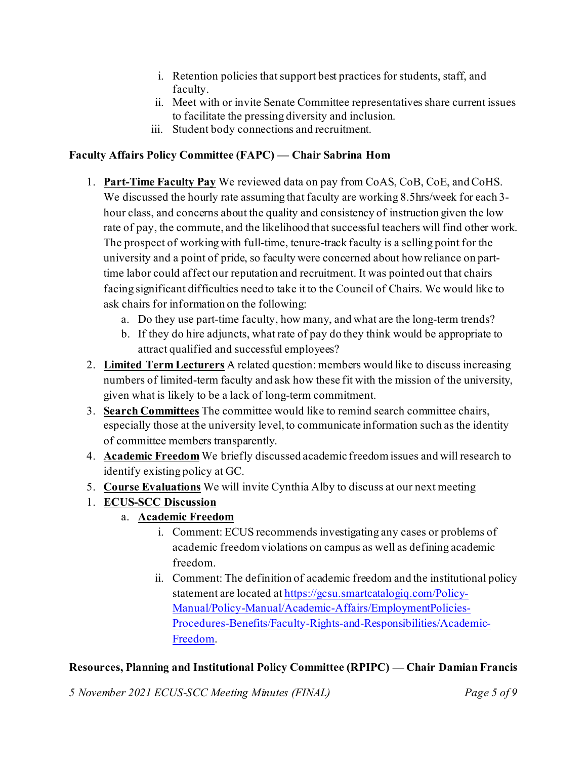i. Retention policies that support best practices for students, staff, and faculty.
   ii. Meet with or invite Senate Committee representatives share current issues to facilitate the pressing diversity and inclusion.
   iii. Student body connections and recruitment.

**Faculty Affairs Policy Committee (FAPC) — Chair Sabrina Hom**

1. **Part-Time Faculty Pay** We reviewed data on pay from CoAS, CoB, CoE, and CoHS. We discussed the hourly rate assuming that faculty are working 8.5hrs/week for each 3-hour class, and concerns about the quality and consistency of instruction given the low rate of pay, the commute, and the likelihood that successful teachers will find other work. The prospect of working with full-time, tenure-track faculty is a selling point for the university and a point of pride, so faculty were concerned about how reliance on part-time labor could affect our reputation and recruitment. It was pointed out that chairs facing significant difficulties need to take it to the Council of Chairs. We would like to ask chairs for information on the following:
   a. Do they use part-time faculty, how many, and what are the long-term trends?
   b. If they do hire adjuncts, what rate of pay do they think would be appropriate to attract qualified and successful employees?
2. **Limited Term Lecturers** A related question: members would like to discuss increasing numbers of limited-term faculty and ask how these fit with the mission of the university, given what is likely to be a lack of long-term commitment.
3. **Search Committees** The committee would like to remind search committee chairs, especially those at the university level, to communicate information such as the identity of committee members transparently.
4. **Academic Freedom** We briefly discussed academic freedom issues and will research to identify existing policy at GC.
5. **Course Evaluations** We will invite Cynthia Alby to discuss at our next meeting

1. **ECUS-SCC Discussion**
   a. **Academic Freedom**
      i. Comment: ECUS recommends investigating any cases or problems of academic freedom violations on campus as well as defining academic freedom.
      ii. Comment: The definition of academic freedom and the institutional policy statement are located at [https://gcsu.smartcatalogiq.com/Policy-Manual/Policy-Manual/Academic-Affairs/EmploymentPolicies-Procedures-Benefits/Faculty-Rights-and-Responsibilities/Academic-Freedom](https://gcsu.smartcatalogiq.com/Policy-Manual/Policy-Manual/Academic-Affairs/EmploymentPolicies-Procedures-Benefits/Faculty-Rights-and-Responsibilities/Academic-Freedom).

**Resources, Planning and Institutional Policy Committee (RPIPC) — Chair Damian Francis**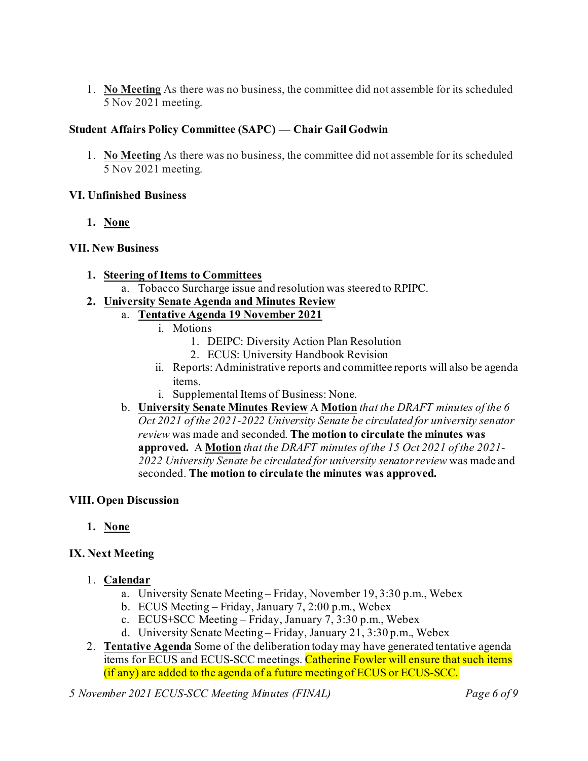1. **<u>No Meeting</u>** As there was no business, the committee did not assemble for its scheduled 5 Nov 2021 meeting.

**Student Affairs Policy Committee (SAPC) — Chair Gail Godwin**

1. **<u>No Meeting</u>** As there was no business, the committee did not assemble for its scheduled 5 Nov 2021 meeting.

**VI. Unfinished Business**

1. **<u>None</u>**

**VII. New Business**

1. **<u>Steering of Items to Committees</u>**
   a. Tobacco Surcharge issue and resolution was steered to RPIPC.
2. **<u>University Senate Agenda and Minutes Review</u>**
   a. **<u>Tentative Agenda 19 November 2021</u>**
      i. Motions
         1. DEIPC: Diversity Action Plan Resolution
         2. ECUS: University Handbook Revision
      ii. Reports: Administrative reports and committee reports will also be agenda items.
      i. Supplemental Items of Business: None.
   b. **<u>University Senate Minutes Review</u>** A **<u>Motion</u>** *that the DRAFT minutes of the 6 Oct 2021 of the 2021-2022 University Senate be circulated for university senator review* was made and seconded. **The motion to circulate the minutes was approved.** A **<u>Motion</u>** *that the DRAFT minutes of the 15 Oct 2021 of the 2021-2022 University Senate be circulated for university senator review* was made and seconded. **The motion to circulate the minutes was approved.**

**VIII. Open Discussion**

1. **<u>None</u>**

**IX. Next Meeting**

1. **<u>Calendar</u>**
   a. University Senate Meeting – Friday, November 19, 3:30 p.m., Webex
   b. ECUS Meeting – Friday, January 7, 2:00 p.m., Webex
   c. ECUS+SCC Meeting – Friday, January 7, 3:30 p.m., Webex
   d. University Senate Meeting – Friday, January 21, 3:30 p.m., Webex
2. **<u>Tentative Agenda</u>** Some of the deliberation today may have generated tentative agenda items for ECUS and ECUS-SCC meetings. Catherine Fowler will ensure that such items (if any) are added to the agenda of a future meeting of ECUS or ECUS-SCC.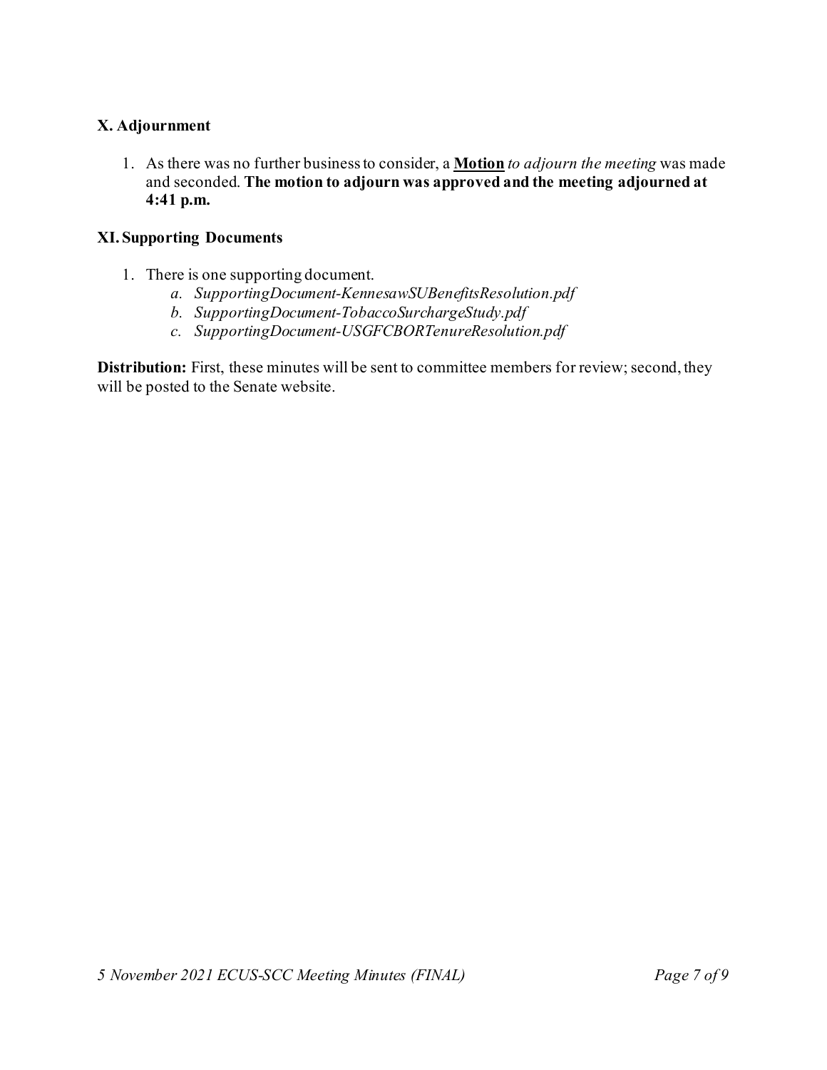### X. Adjournment

1. As there was no further business to consider, a **Motion** *to adjourn the meeting* was made and seconded. **The motion to adjourn was approved and the meeting adjourned at 4:41 p.m.**

### XI. Supporting Documents

1. There is one supporting document.
   a. *SupportingDocument-KennesawSUBenefitsResolution.pdf*
   b. *SupportingDocument-TobaccoSurchargeStudy.pdf*
   c. *SupportingDocument-USGFCBORTenureResolution.pdf*

**Distribution:** First, these minutes will be sent to committee members for review; second, they will be posted to the Senate website.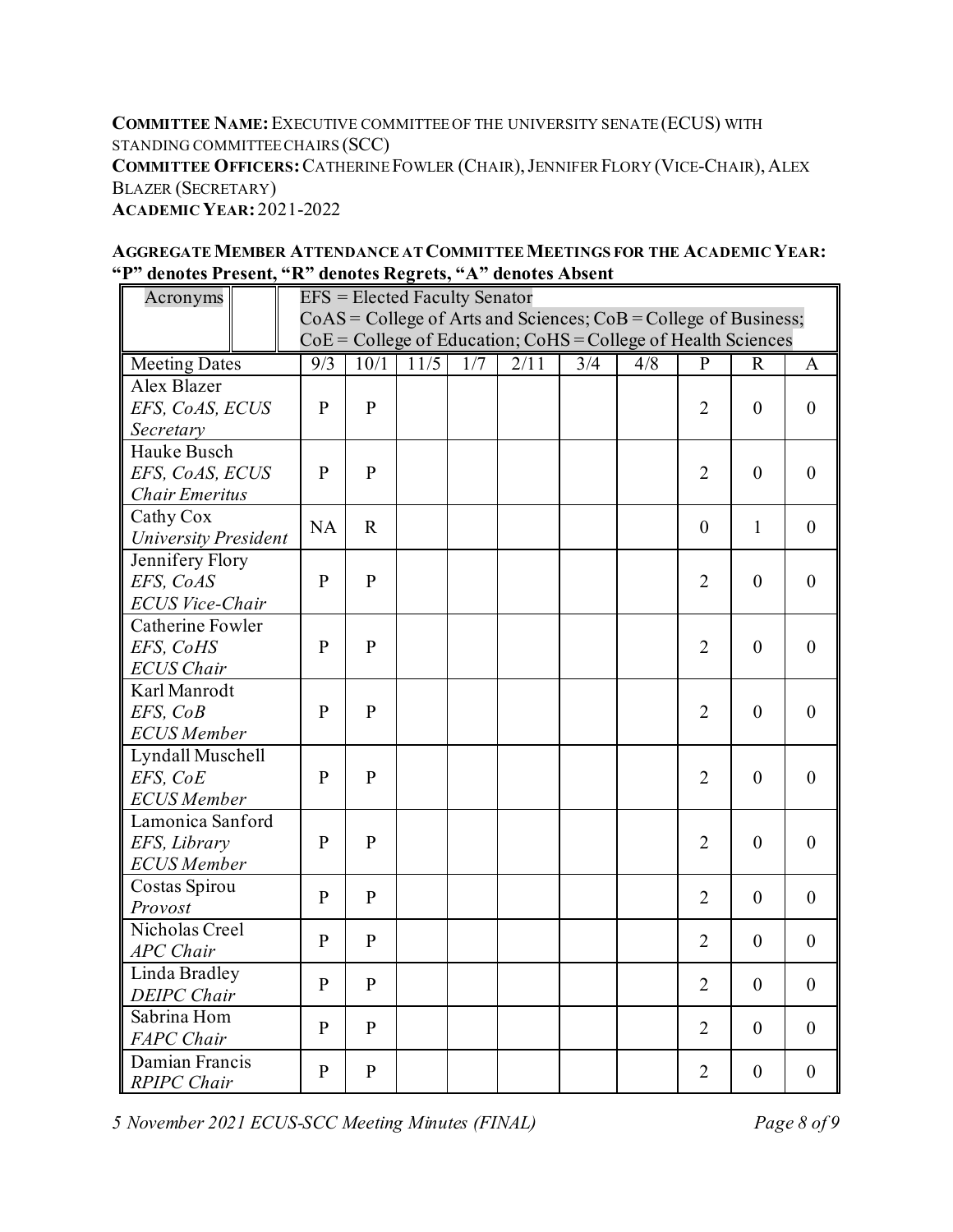**COMMITTEE NAME:** EXECUTIVE COMMITTEE OF THE UNIVERSITY SENATE (ECUS) WITH STANDING COMMITTEE CHAIRS (SCC)
**COMMITTEE OFFICERS:** CATHERINE FOWLER (CHAIR), JENNIFER FLORY (VICE-CHAIR), ALEX BLAZER (SECRETARY)
**ACADEMIC YEAR:** 2021-2022

**AGGREGATE MEMBER ATTENDANCE AT COMMITTEE MEETINGS FOR THE ACADEMIC YEAR: "P" denotes Present, "R" denotes Regrets, "A" denotes Absent**

| Acronyms | EFS = Elected Faculty Senator<br>CoAS = College of Arts and Sciences; CoB = College of Business;<br>CoE = College of Education; CoHS = College of Health Sciences | | | | | | | | | |
|---|---|---|---|---|---|---|---|---|---|---|
| Meeting Dates | 9/3 | 10/1 | 11/5 | 1/7 | 2/11 | 3/4 | 4/8 | P | R | A |
| Alex Blazer<br>*EFS, CoAS, ECUS Secretary* | P | P | | | | | | 2 | 0 | 0 |
| Hauke Busch<br>*EFS, CoAS, ECUS Chair Emeritus* | P | P | | | | | | 2 | 0 | 0 |
| Cathy Cox<br>*University President* | NA | R | | | | | | 0 | 1 | 0 |
| Jennifery Flory<br>*EFS, CoAS ECUS Vice-Chair* | P | P | | | | | | 2 | 0 | 0 |
| Catherine Fowler<br>*EFS, CoHS ECUS Chair* | P | P | | | | | | 2 | 0 | 0 |
| Karl Manrodt<br>*EFS, CoB ECUS Member* | P | P | | | | | | 2 | 0 | 0 |
| Lyndall Muschell<br>*EFS, CoE ECUS Member* | P | P | | | | | | 2 | 0 | 0 |
| Lamonica Sanford<br>*EFS, Library ECUS Member* | P | P | | | | | | 2 | 0 | 0 |
| Costas Spirou<br>*Provost* | P | P | | | | | | 2 | 0 | 0 |
| Nicholas Creel<br>*APC Chair* | P | P | | | | | | 2 | 0 | 0 |
| Linda Bradley<br>*DEIPC Chair* | P | P | | | | | | 2 | 0 | 0 |
| Sabrina Hom<br>*FAPC Chair* | P | P | | | | | | 2 | 0 | 0 |
| Damian Francis<br>*RPIPC Chair* | P | P | | | | | | 2 | 0 | 0 |

*5 November 2021 ECUS-SCC Meeting Minutes (FINAL)*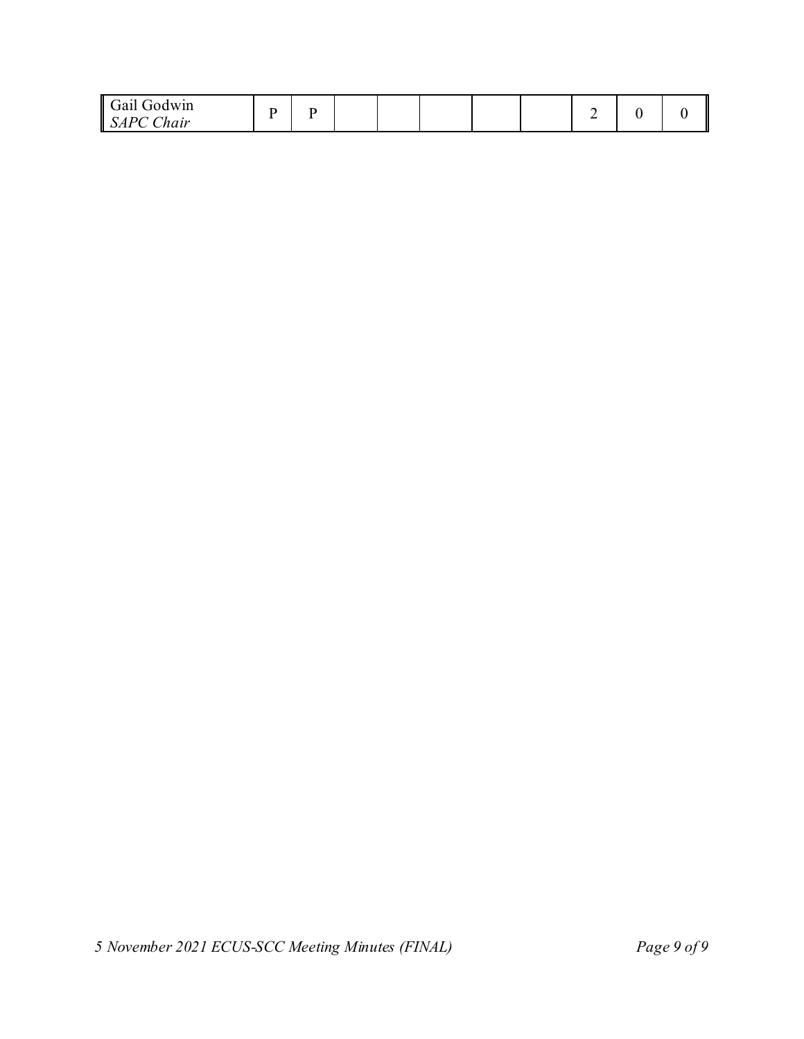| | | | | | | | | | | |
|---|---|---|---|---|---|---|---|---|---|---|
| Gail Godwin<br>*SAPC Chair* | P | P | | | | | | 2 | 0 | 0 |